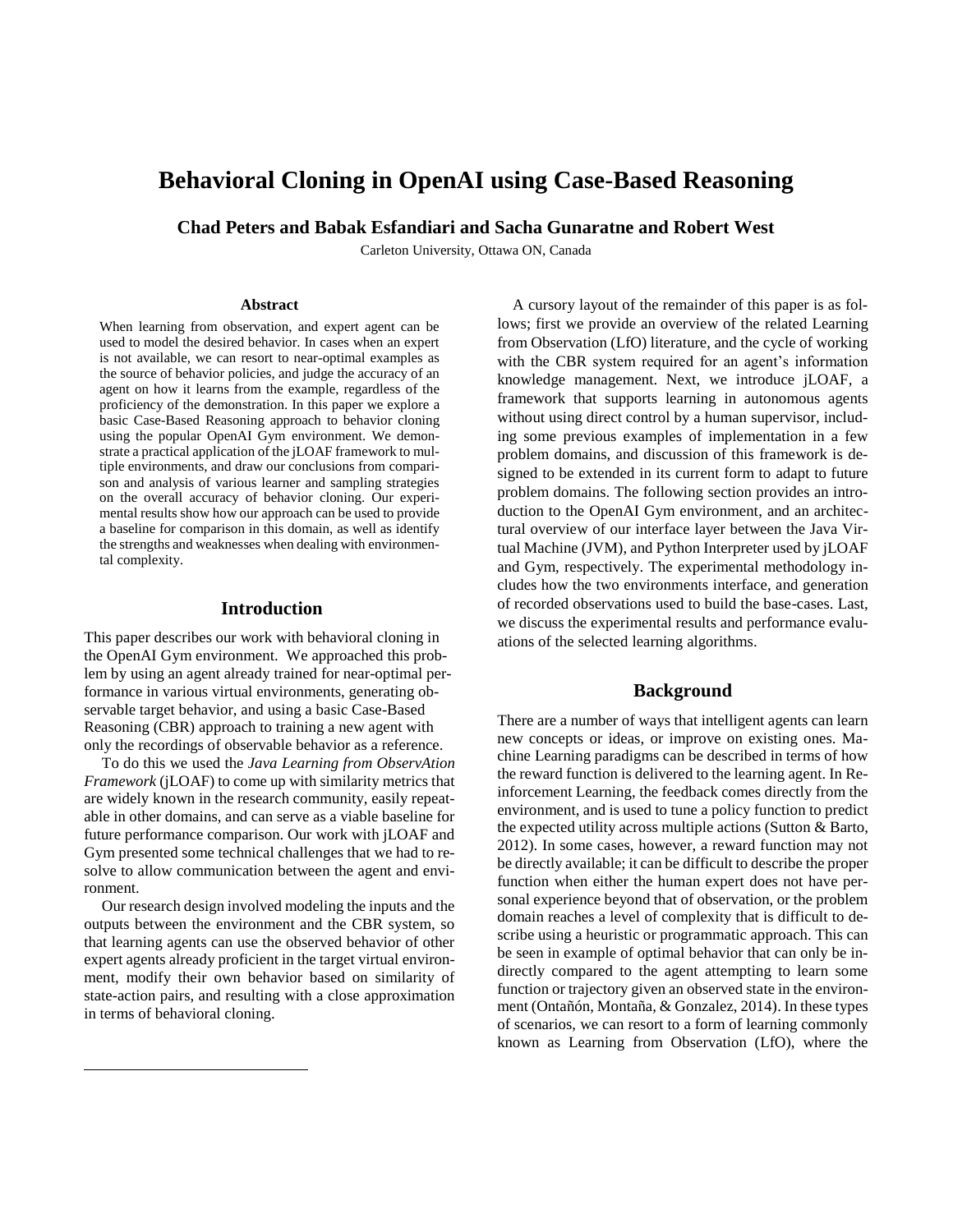# Behavioral Cloning in OpenAI using Case-Based Reasoning

**Chad Peters and Babak Esfandiari and Sacha Gunaratne and Robert West**

Carleton University, Ottawa ON, Canada

### Abstract

When learning from observation, and expert agent can be used to model the desired behavior. In cases when an expert is not available, we can resort to near-optimal examples as the source of behavior policies, and judge the accuracy of an agent on how it learns from the example, regardless of the proficiency of the demonstration. In this paper we explore a basic Case-Based Reasoning approach to behavior cloning using the popular OpenAI Gym environment. We demonstrate a practical application of the jLOAF framework to multiple environments, and draw our conclusions from comparison and analysis of various learner and sampling strategies on the overall accuracy of behavior cloning. Our experimental results show how our approach can be used to provide a baseline for comparison in this domain, as well as identify the strengths and weaknesses when dealing with environmental complexity.

## Introduction

This paper describes our work with behavioral cloning in the OpenAI Gym environment. We approached this problem by using an agent already trained for near-optimal performance in various virtual environments, generating observable target behavior, and using a basic Case-Based Reasoning (CBR) approach to training a new agent with only the recordings of observable behavior as a reference.

To do this we used the *Java Learning from ObservAtion Framework* (jLOAF) to come up with similarity metrics that are widely known in the research community, easily repeatable in other domains, and can serve as a viable baseline for future performance comparison. Our work with jLOAF and Gym presented some technical challenges that we had to resolve to allow communication between the agent and environment.

Our research design involved modeling the inputs and the outputs between the environment and the CBR system, so that learning agents can use the observed behavior of other expert agents already proficient in the target virtual environment, modify their own behavior based on similarity of state-action pairs, and resulting with a close approximation in terms of behavioral cloning.

A cursory layout of the remainder of this paper is as follows; first we provide an overview of the related Learning from Observation (LfO) literature, and the cycle of working with the CBR system required for an agent's information knowledge management. Next, we introduce jLOAF, a framework that supports learning in autonomous agents without using direct control by a human supervisor, including some previous examples of implementation in a few problem domains, and discussion of this framework is designed to be extended in its current form to adapt to future problem domains. The following section provides an introduction to the OpenAI Gym environment, and an architectural overview of our interface layer between the Java Virtual Machine (JVM), and Python Interpreter used by jLOAF and Gym, respectively. The experimental methodology includes how the two environments interface, and generation of recorded observations used to build the base-cases. Last, we discuss the experimental results and performance evaluations of the selected learning algorithms.

## Background

There are a number of ways that intelligent agents can learn new concepts or ideas, or improve on existing ones. Machine Learning paradigms can be described in terms of how the reward function is delivered to the learning agent. In Reinforcement Learning, the feedback comes directly from the environment, and is used to tune a policy function to predict the expected utility across multiple actions (Sutton & Barto, 2012). In some cases, however, a reward function may not be directly available; it can be difficult to describe the proper function when either the human expert does not have personal experience beyond that of observation, or the problem domain reaches a level of complexity that is difficult to describe using a heuristic or programmatic approach. This can be seen in example of optimal behavior that can only be indirectly compared to the agent attempting to learn some function or trajectory given an observed state in the environment (Ontañón, Montaña, & Gonzalez, 2014). In these types of scenarios, we can resort to a form of learning commonly known as Learning from Observation (LfO), where the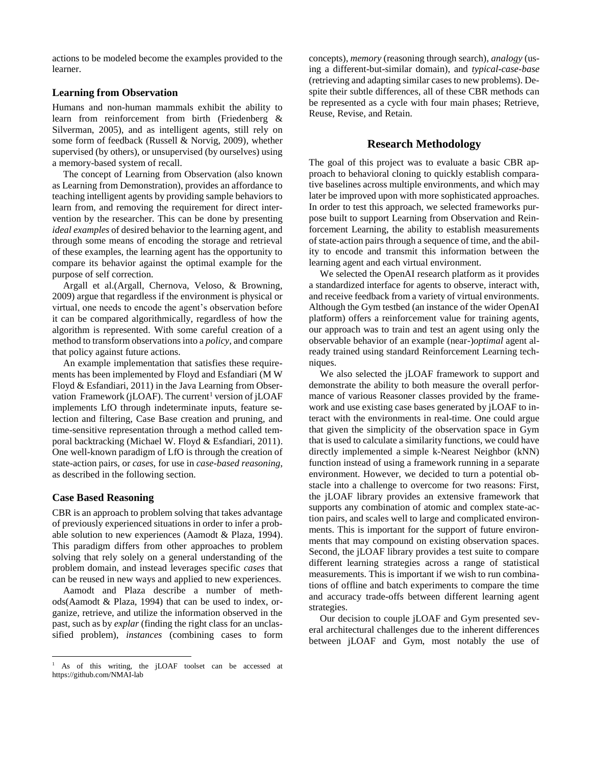actions to be modeled become the examples provided to the learner.

### Learning from Observation

Humans and non-human mammals exhibit the ability to learn from reinforcement from birth (Friedenberg & Silverman, 2005), and as intelligent agents, still rely on some form of feedback (Russell & Norvig, 2009), whether supervised (by others), or unsupervised (by ourselves) using a memory-based system of recall.

The concept of Learning from Observation (also known as Learning from Demonstration), provides an affordance to teaching intelligent agents by providing sample behaviors to learn from, and removing the requirement for direct intervention by the researcher. This can be done by presenting *ideal examples* of desired behavior to the learning agent, and through some means of encoding the storage and retrieval of these examples, the learning agent has the opportunity to compare its behavior against the optimal example for the purpose of self correction.

Argall et al.(Argall, Chernova, Veloso, & Browning, 2009) argue that regardless if the environment is physical or virtual, one needs to encode the agent's observation before it can be compared algorithmically, regardless of how the algorithm is represented. With some careful creation of a method to transform observations into a *policy*, and compare that policy against future actions.

An example implementation that satisfies these requirements has been implemented by Floyd and Esfandiari (M W Floyd & Esfandiari, 2011) in the Java Learning from Observation Framework (jLOAF). The current[1] version of jLOAF implements LfO through indeterminate inputs, feature selection and filtering, Case Base creation and pruning, and time-sensitive representation through a method called temporal backtracking (Michael W. Floyd & Esfandiari, 2011). One well-known paradigm of LfO is through the creation of state-action pairs, or *cases*, for use in *case-based reasoning*, as described in the following section.

### Case Based Reasoning

CBR is an approach to problem solving that takes advantage of previously experienced situations in order to infer a probable solution to new experiences (Aamodt & Plaza, 1994). This paradigm differs from other approaches to problem solving that rely solely on a general understanding of the problem domain, and instead leverages specific *cases* that can be reused in new ways and applied to new experiences.

Aamodt and Plaza describe a number of methods(Aamodt & Plaza, 1994) that can be used to index, organize, retrieve, and utilize the information observed in the past, such as by *explar* (finding the right class for an unclassified problem), *instances* (combining cases to form concepts), *memory* (reasoning through search), *analogy* (using a different-but-similar domain), and *typical-case-base* (retrieving and adapting similar cases to new problems). Despite their subtle differences, all of these CBR methods can be represented as a cycle with four main phases; Retrieve, Reuse, Revise, and Retain.

## Research Methodology

The goal of this project was to evaluate a basic CBR approach to behavioral cloning to quickly establish comparative baselines across multiple environments, and which may later be improved upon with more sophisticated approaches. In order to test this approach, we selected frameworks purpose built to support Learning from Observation and Reinforcement Learning, the ability to establish measurements of state-action pairs through a sequence of time, and the ability to encode and transmit this information between the learning agent and each virtual environment.

We selected the OpenAI research platform as it provides a standardized interface for agents to observe, interact with, and receive feedback from a variety of virtual environments. Although the Gym testbed (an instance of the wider OpenAI platform) offers a reinforcement value for training agents, our approach was to train and test an agent using only the observable behavior of an example (near-)*optimal* agent already trained using standard Reinforcement Learning techniques.

We also selected the jLOAF framework to support and demonstrate the ability to both measure the overall performance of various Reasoner classes provided by the framework and use existing case bases generated by jLOAF to interact with the environments in real-time. One could argue that given the simplicity of the observation space in Gym that is used to calculate a similarity functions, we could have directly implemented a simple k-Nearest Neighbor (kNN) function instead of using a framework running in a separate environment. However, we decided to turn a potential obstacle into a challenge to overcome for two reasons: First, the jLOAF library provides an extensive framework that supports any combination of atomic and complex state-action pairs, and scales well to large and complicated environments. This is important for the support of future environments that may compound on existing observation spaces. Second, the jLOAF library provides a test suite to compare different learning strategies across a range of statistical measurements. This is important if we wish to run combinations of offline and batch experiments to compare the time and accuracy trade-offs between different learning agent strategies.

Our decision to couple jLOAF and Gym presented several architectural challenges due to the inherent differences between jLOAF and Gym, most notably the use of

[1] As of this writing, the jLOAF toolset can be accessed at https://github.com/NMAI-lab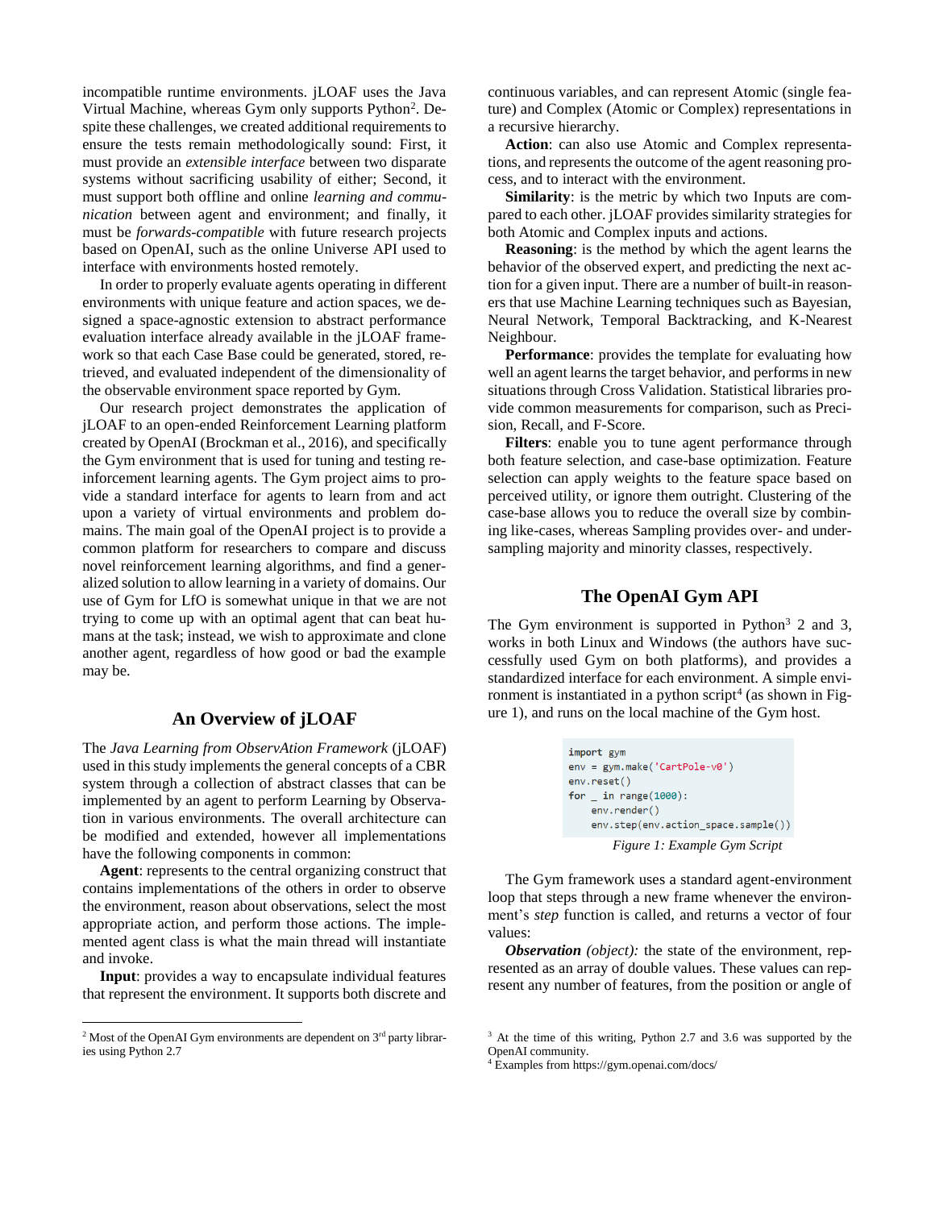incompatible runtime environments. jLOAF uses the Java Virtual Machine, whereas Gym only supports Python[2]. Despite these challenges, we created additional requirements to ensure the tests remain methodologically sound: First, it must provide an *extensible interface* between two disparate systems without sacrificing usability of either; Second, it must support both offline and online *learning and communication* between agent and environment; and finally, it must be *forwards-compatible* with future research projects based on OpenAI, such as the online Universe API used to interface with environments hosted remotely.

In order to properly evaluate agents operating in different environments with unique feature and action spaces, we designed a space-agnostic extension to standard performance evaluation interface already available in the jLOAF framework so that each Case Base could be generated, stored, retrieved, and evaluated independent of the dimensionality of the observable environment space reported by Gym.

Our research project demonstrates the application of jLOAF to an open-ended Reinforcement Learning platform created by OpenAI (Brockman et al., 2016), and specifically the Gym environment that is used for tuning and testing reinforcement learning agents. The Gym project aims to provide a standard interface for agents to learn from and act upon a variety of virtual environments and problem domains. The main goal of the OpenAI project is to provide a common platform for researchers to compare and discuss novel reinforcement learning algorithms, and find a generalized solution to allow learning in a variety of domains. Our use of Gym for LfO is somewhat unique in that we are not trying to come up with an optimal agent that can beat humans at the task; instead, we wish to approximate and clone another agent, regardless of how good or bad the example may be.

## An Overview of jLOAF

The *Java Learning from ObservAtion Framework* (jLOAF) used in this study implements the general concepts of a CBR system through a collection of abstract classes that can be implemented by an agent to perform Learning by Observation in various environments. The overall architecture can be modified and extended, however all implementations have the following components in common:

**Agent**: represents to the central organizing construct that contains implementations of the others in order to observe the environment, reason about observations, select the most appropriate action, and perform those actions. The implemented agent class is what the main thread will instantiate and invoke.

**Input**: provides a way to encapsulate individual features that represent the environment. It supports both discrete and continuous variables, and can represent Atomic (single feature) and Complex (Atomic or Complex) representations in a recursive hierarchy.

**Action**: can also use Atomic and Complex representations, and represents the outcome of the agent reasoning process, and to interact with the environment.

**Similarity**: is the metric by which two Inputs are compared to each other. jLOAF provides similarity strategies for both Atomic and Complex inputs and actions.

**Reasoning**: is the method by which the agent learns the behavior of the observed expert, and predicting the next action for a given input. There are a number of built-in reasoners that use Machine Learning techniques such as Bayesian, Neural Network, Temporal Backtracking, and K-Nearest Neighbour.

**Performance**: provides the template for evaluating how well an agent learns the target behavior, and performs in new situations through Cross Validation. Statistical libraries provide common measurements for comparison, such as Precision, Recall, and F-Score.

**Filters**: enable you to tune agent performance through both feature selection, and case-base optimization. Feature selection can apply weights to the feature space based on perceived utility, or ignore them outright. Clustering of the case-base allows you to reduce the overall size by combining like-cases, whereas Sampling provides over- and under-sampling majority and minority classes, respectively.

## The OpenAI Gym API

The Gym environment is supported in Python[3] 2 and 3, works in both Linux and Windows (the authors have successfully used Gym on both platforms), and provides a standardized interface for each environment. A simple environment is instantiated in a python script[4] (as shown in Figure 1), and runs on the local machine of the Gym host.

```
import gym
env = gym.make('CartPole-v0')
env.reset()
for _ in range(1000):
    env.render()
    env.step(env.action_space.sample())
```

*Figure 1: Example Gym Script*

The Gym framework uses a standard agent-environment loop that steps through a new frame whenever the environment's *step* function is called, and returns a vector of four values:

***Observation** (object):* the state of the environment, represented as an array of double values. These values can represent any number of features, from the position or angle of

[2] Most of the OpenAI Gym environments are dependent on 3rd party libraries using Python 2.7

[3] At the time of this writing, Python 2.7 and 3.6 was supported by the OpenAI community.

[4] Examples from https://gym.openai.com/docs/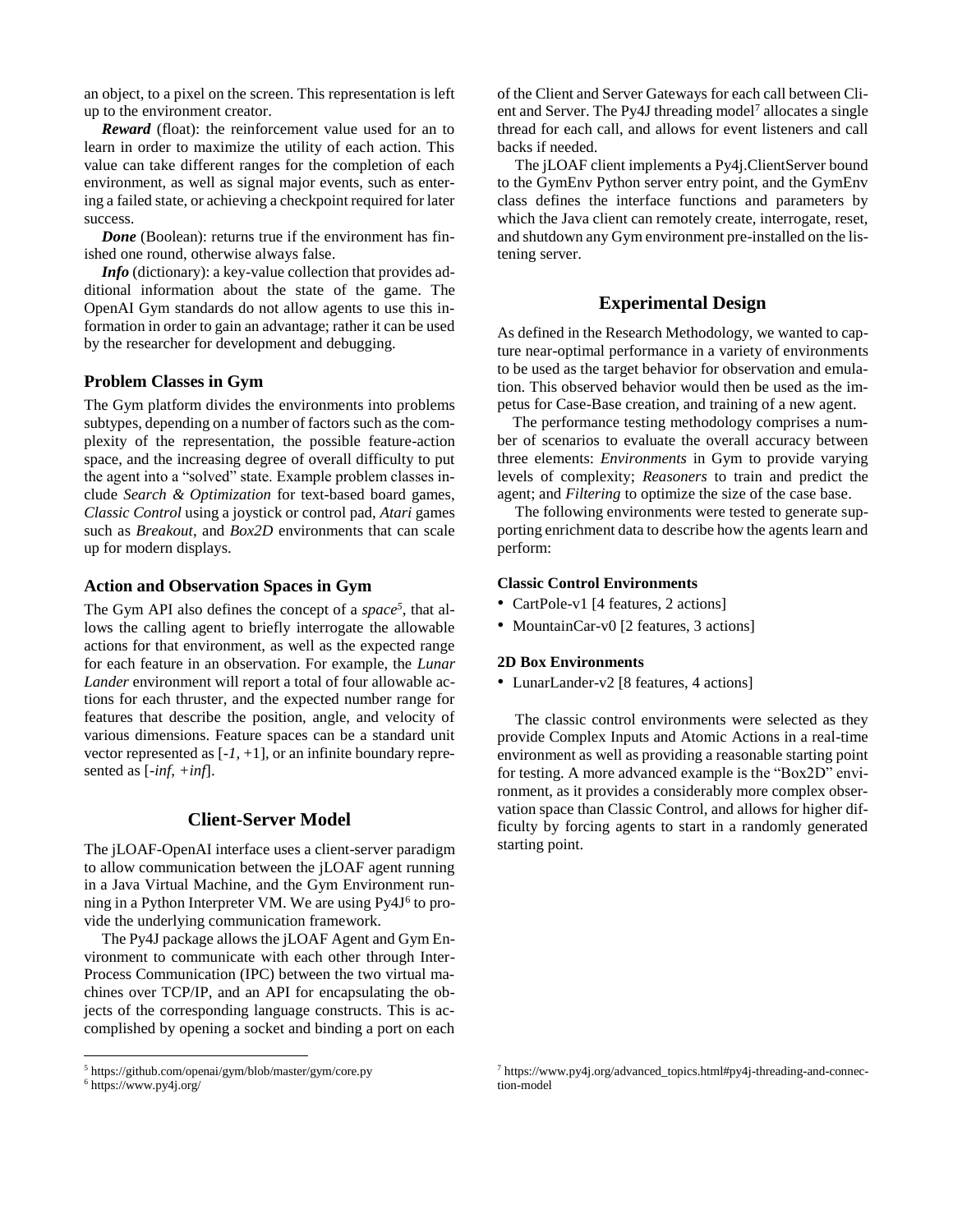an object, to a pixel on the screen. This representation is left up to the environment creator.

***Reward*** (float): the reinforcement value used for an to learn in order to maximize the utility of each action. This value can take different ranges for the completion of each environment, as well as signal major events, such as entering a failed state, or achieving a checkpoint required for later success.

***Done*** (Boolean): returns true if the environment has finished one round, otherwise always false.

***Info*** (dictionary): a key-value collection that provides additional information about the state of the game. The OpenAI Gym standards do not allow agents to use this information in order to gain an advantage; rather it can be used by the researcher for development and debugging.

### Problem Classes in Gym

The Gym platform divides the environments into problems subtypes, depending on a number of factors such as the complexity of the representation, the possible feature-action space, and the increasing degree of overall difficulty to put the agent into a "solved" state. Example problem classes include *Search & Optimization* for text-based board games, *Classic Control* using a joystick or control pad, *Atari* games such as *Breakout*, and *Box2D* environments that can scale up for modern displays.

### Action and Observation Spaces in Gym

The Gym API also defines the concept of a *space*[5], that allows the calling agent to briefly interrogate the allowable actions for that environment, as well as the expected range for each feature in an observation. For example, the *Lunar Lander* environment will report a total of four allowable actions for each thruster, and the expected number range for features that describe the position, angle, and velocity of various dimensions. Feature spaces can be a standard unit vector represented as [*-1*, +1], or an infinite boundary represented as [*-inf, +inf*].

## Client-Server Model

The jLOAF-OpenAI interface uses a client-server paradigm to allow communication between the jLOAF agent running in a Java Virtual Machine, and the Gym Environment running in a Python Interpreter VM. We are using Py4J[6] to provide the underlying communication framework.

The Py4J package allows the jLOAF Agent and Gym Environment to communicate with each other through Inter-Process Communication (IPC) between the two virtual machines over TCP/IP, and an API for encapsulating the objects of the corresponding language constructs. This is accomplished by opening a socket and binding a port on each of the Client and Server Gateways for each call between Client and Server. The Py4J threading model[7] allocates a single thread for each call, and allows for event listeners and call backs if needed.

The jLOAF client implements a Py4j.ClientServer bound to the GymEnv Python server entry point, and the GymEnv class defines the interface functions and parameters by which the Java client can remotely create, interrogate, reset, and shutdown any Gym environment pre-installed on the listening server.

## Experimental Design

As defined in the Research Methodology, we wanted to capture near-optimal performance in a variety of environments to be used as the target behavior for observation and emulation. This observed behavior would then be used as the impetus for Case-Base creation, and training of a new agent.

The performance testing methodology comprises a number of scenarios to evaluate the overall accuracy between three elements: *Environments* in Gym to provide varying levels of complexity; *Reasoners* to train and predict the agent; and *Filtering* to optimize the size of the case base.

The following environments were tested to generate supporting enrichment data to describe how the agents learn and perform:

#### Classic Control Environments

- CartPole-v1 [4 features, 2 actions]
- MountainCar-v0 [2 features, 3 actions]

#### 2D Box Environments

- LunarLander-v2 [8 features, 4 actions]

The classic control environments were selected as they provide Complex Inputs and Atomic Actions in a real-time environment as well as providing a reasonable starting point for testing. A more advanced example is the "Box2D" environment, as it provides a considerably more complex observation space than Classic Control, and allows for higher difficulty by forcing agents to start in a randomly generated starting point.

---

[5] https://github.com/openai/gym/blob/master/gym/core.py

[6] https://www.py4j.org/

[7] https://www.py4j.org/advanced_topics.html#py4j-threading-and-connection-model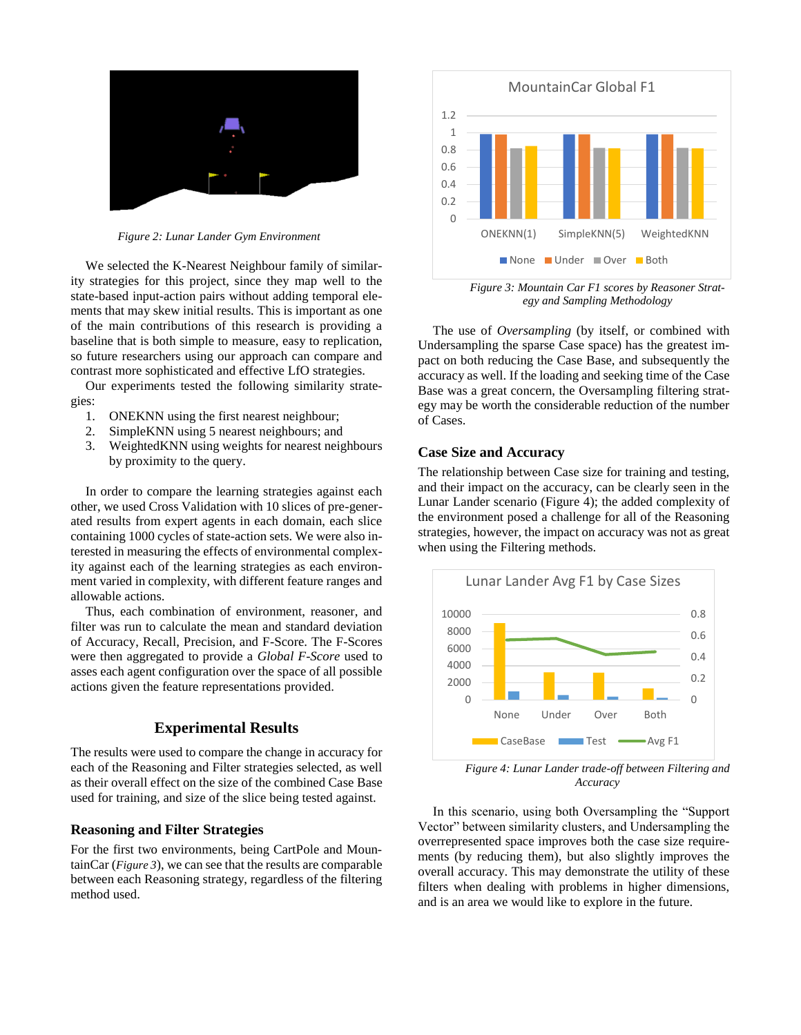*Figure 2: Lunar Lander Gym Environment*

We selected the K-Nearest Neighbour family of similarity strategies for this project, since they map well to the state-based input-action pairs without adding temporal elements that may skew initial results. This is important as one of the main contributions of this research is providing a baseline that is both simple to measure, easy to replication, so future researchers using our approach can compare and contrast more sophisticated and effective LfO strategies.

Our experiments tested the following similarity strategies:

1. ONEKNN using the first nearest neighbour;
2. SimpleKNN using 5 nearest neighbours; and
3. WeightedKNN using weights for nearest neighbours by proximity to the query.

In order to compare the learning strategies against each other, we used Cross Validation with 10 slices of pre-generated results from expert agents in each domain, each slice containing 1000 cycles of state-action sets. We were also interested in measuring the effects of environmental complexity against each of the learning strategies as each environment varied in complexity, with different feature ranges and allowable actions.

Thus, each combination of environment, reasoner, and filter was run to calculate the mean and standard deviation of Accuracy, Recall, Precision, and F-Score. The F-Scores were then aggregated to provide a *Global F-Score* used to asses each agent configuration over the space of all possible actions given the feature representations provided.

## Experimental Results

The results were used to compare the change in accuracy for each of the Reasoning and Filter strategies selected, as well as their overall effect on the size of the combined Case Base used for training, and size of the slice being tested against.

### Reasoning and Filter Strategies

For the first two environments, being CartPole and MountainCar (*Figure 3*), we can see that the results are comparable between each Reasoning strategy, regardless of the filtering method used.

*Figure 3: Mountain Car F1 scores by Reasoner Strategy and Sampling Methodology*

The use of *Oversampling* (by itself, or combined with Undersampling the sparse Case space) has the greatest impact on both reducing the Case Base, and subsequently the accuracy as well. If the loading and seeking time of the Case Base was a great concern, the Oversampling filtering strategy may be worth the considerable reduction of the number of Cases.

### Case Size and Accuracy

The relationship between Case size for training and testing, and their impact on the accuracy, can be clearly seen in the Lunar Lander scenario (Figure 4); the added complexity of the environment posed a challenge for all of the Reasoning strategies, however, the impact on accuracy was not as great when using the Filtering methods.

*Figure 4: Lunar Lander trade-off between Filtering and Accuracy*

In this scenario, using both Oversampling the "Support Vector" between similarity clusters, and Undersampling the overrepresented space improves both the case size requirements (by reducing them), but also slightly improves the overall accuracy. This may demonstrate the utility of these filters when dealing with problems in higher dimensions, and is an area we would like to explore in the future.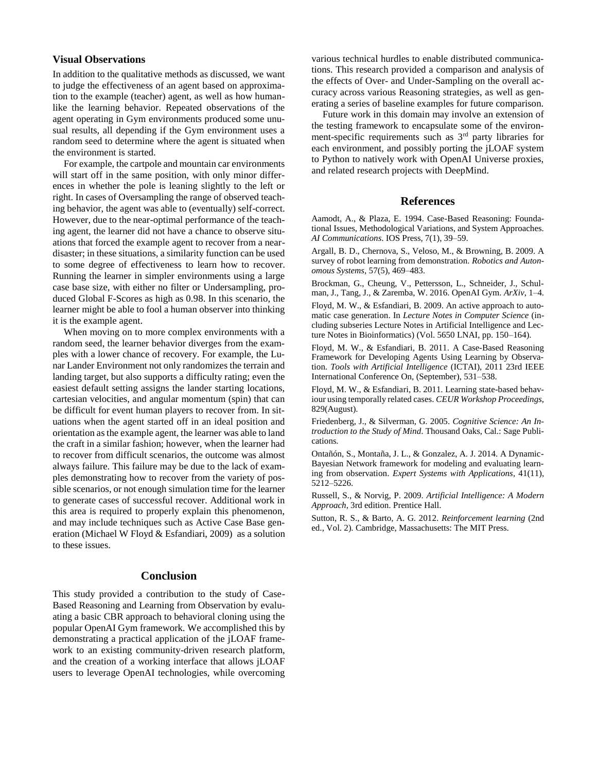### Visual Observations

In addition to the qualitative methods as discussed, we want to judge the effectiveness of an agent based on approximation to the example (teacher) agent, as well as how human-like the learning behavior. Repeated observations of the agent operating in Gym environments produced some unusual results, all depending if the Gym environment uses a random seed to determine where the agent is situated when the environment is started.

For example, the cartpole and mountain car environments will start off in the same position, with only minor differences in whether the pole is leaning slightly to the left or right. In cases of Oversampling the range of observed teaching behavior, the agent was able to (eventually) self-correct. However, due to the near-optimal performance of the teaching agent, the learner did not have a chance to observe situations that forced the example agent to recover from a near-disaster; in these situations, a similarity function can be used to some degree of effectiveness to learn how to recover. Running the learner in simpler environments using a large case base size, with either no filter or Undersampling, produced Global F-Scores as high as 0.98. In this scenario, the learner might be able to fool a human observer into thinking it is the example agent.

When moving on to more complex environments with a random seed, the learner behavior diverges from the examples with a lower chance of recovery. For example, the Lunar Lander Environment not only randomizes the terrain and landing target, but also supports a difficulty rating; even the easiest default setting assigns the lander starting locations, cartesian velocities, and angular momentum (spin) that can be difficult for event human players to recover from. In situations when the agent started off in an ideal position and orientation as the example agent, the learner was able to land the craft in a similar fashion; however, when the learner had to recover from difficult scenarios, the outcome was almost always failure. This failure may be due to the lack of examples demonstrating how to recover from the variety of possible scenarios, or not enough simulation time for the learner to generate cases of successful recover. Additional work in this area is required to properly explain this phenomenon, and may include techniques such as Active Case Base generation (Michael W Floyd & Esfandiari, 2009) as a solution to these issues.

## Conclusion

This study provided a contribution to the study of Case-Based Reasoning and Learning from Observation by evaluating a basic CBR approach to behavioral cloning using the popular OpenAI Gym framework. We accomplished this by demonstrating a practical application of the jLOAF framework to an existing community-driven research platform, and the creation of a working interface that allows jLOAF users to leverage OpenAI technologies, while overcoming various technical hurdles to enable distributed communications. This research provided a comparison and analysis of the effects of Over- and Under-Sampling on the overall accuracy across various Reasoning strategies, as well as generating a series of baseline examples for future comparison.

Future work in this domain may involve an extension of the testing framework to encapsulate some of the environment-specific requirements such as 3rd party libraries for each environment, and possibly porting the jLOAF system to Python to natively work with OpenAI Universe proxies, and related research projects with DeepMind.

## References

Aamodt, A., & Plaza, E. 1994. Case-Based Reasoning: Foundational Issues, Methodological Variations, and System Approaches. *AI Communications*. IOS Press, 7(1), 39–59.

Argall, B. D., Chernova, S., Veloso, M., & Browning, B. 2009. A survey of robot learning from demonstration. *Robotics and Autonomous Systems*, 57(5), 469–483.

Brockman, G., Cheung, V., Pettersson, L., Schneider, J., Schulman, J., Tang, J., & Zaremba, W. 2016. OpenAI Gym. *ArXiv*, 1–4.

Floyd, M. W., & Esfandiari, B. 2009. An active approach to automatic case generation. In *Lecture Notes in Computer Science* (including subseries Lecture Notes in Artificial Intelligence and Lecture Notes in Bioinformatics) (Vol. 5650 LNAI, pp. 150–164).

Floyd, M. W., & Esfandiari, B. 2011. A Case-Based Reasoning Framework for Developing Agents Using Learning by Observation. *Tools with Artificial Intelligence* (ICTAI), 2011 23rd IEEE International Conference On, (September), 531–538.

Floyd, M. W., & Esfandiari, B. 2011. Learning state-based behaviour using temporally related cases. *CEUR Workshop Proceedings*, 829(August).

Friedenberg, J., & Silverman, G. 2005. *Cognitive Science: An Introduction to the Study of Mind*. Thousand Oaks, Cal.: Sage Publications.

Ontañón, S., Montaña, J. L., & Gonzalez, A. J. 2014. A Dynamic-Bayesian Network framework for modeling and evaluating learning from observation. *Expert Systems with Applications*, 41(11), 5212–5226.

Russell, S., & Norvig, P. 2009. *Artificial Intelligence: A Modern Approach*, 3rd edition. Prentice Hall.

Sutton, R. S., & Barto, A. G. 2012. *Reinforcement learning* (2nd ed., Vol. 2). Cambridge, Massachusetts: The MIT Press.